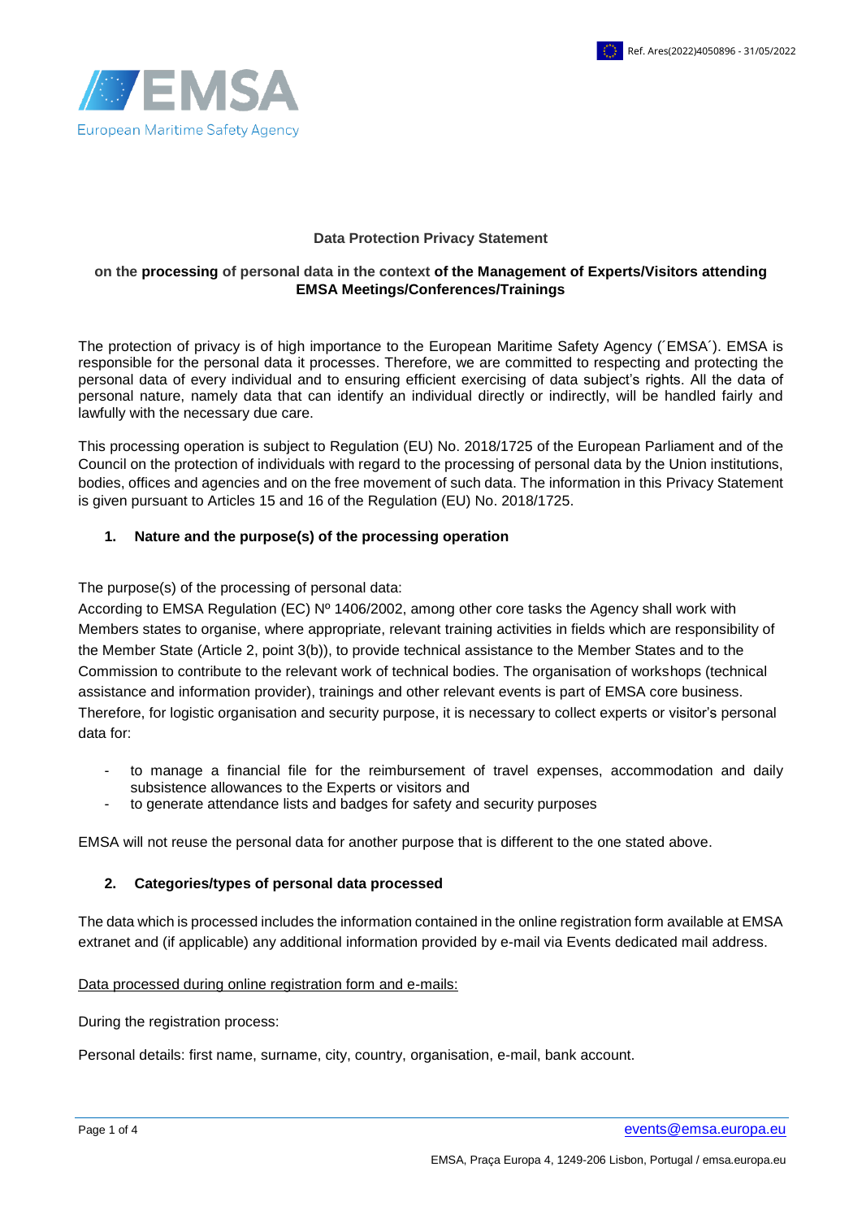**Data Protection Privacy Statement**

**on the processing of personal data in the context of the Management of Experts/Visitors attending EMSA Meetings/Conferences/Trainings**

The protection of privacy is of high importance to the European Maritime Safety Agency (´EMSA´). EMSA is responsible for the personal data it processes. Therefore, we are committed to respecting and protecting the personal data of every individual and to ensuring efficient exercising of data subject's rights. All the data of personal nature, namely data that can identify an individual directly or indirectly, will be handled fairly and lawfully with the necessary due care.

This processing operation is subject to Regulation (EU) No. 2018/1725 of the European Parliament and of the Council on the protection of individuals with regard to the processing of personal data by the Union institutions, bodies, offices and agencies and on the free movement of such data. The information in this Privacy Statement is given pursuant to Articles 15 and 16 of the Regulation (EU) No. 2018/1725.

## 1. Nature and the purpose(s) of the processing operation

The purpose(s) of the processing of personal data:
According to EMSA Regulation (EC) Nº 1406/2002, among other core tasks the Agency shall work with Members states to organise, where appropriate, relevant training activities in fields which are responsibility of the Member State (Article 2, point 3(b)), to provide technical assistance to the Member States and to the Commission to contribute to the relevant work of technical bodies. The organisation of workshops (technical assistance and information provider), trainings and other relevant events is part of EMSA core business. Therefore, for logistic organisation and security purpose, it is necessary to collect experts or visitor's personal data for:

- to manage a financial file for the reimbursement of travel expenses, accommodation and daily subsistence allowances to the Experts or visitors and
- to generate attendance lists and badges for safety and security purposes

EMSA will not reuse the personal data for another purpose that is different to the one stated above.

## 2. Categories/types of personal data processed

The data which is processed includes the information contained in the online registration form available at EMSA extranet and (if applicable) any additional information provided by e-mail via Events dedicated mail address.

<u>Data processed during online registration form and e-mails:</u>

During the registration process:

Personal details: first name, surname, city, country, organisation, e-mail, bank account.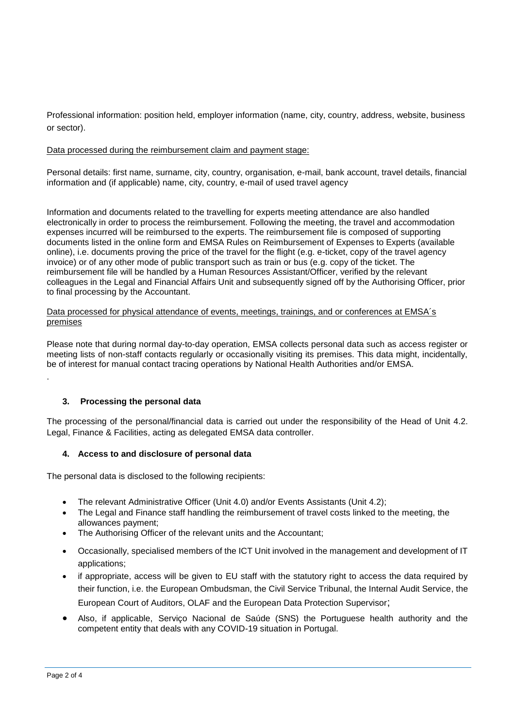Professional information: position held, employer information (name, city, country, address, website, business or sector).

<u>Data processed during the reimbursement claim and payment stage:</u>

Personal details: first name, surname, city, country, organisation, e-mail, bank account, travel details, financial information and (if applicable) name, city, country, e-mail of used travel agency

Information and documents related to the travelling for experts meeting attendance are also handled electronically in order to process the reimbursement. Following the meeting, the travel and accommodation expenses incurred will be reimbursed to the experts. The reimbursement file is composed of supporting documents listed in the online form and EMSA Rules on Reimbursement of Expenses to Experts (available online), i.e. documents proving the price of the travel for the flight (e.g. e-ticket, copy of the travel agency invoice) or of any other mode of public transport such as train or bus (e.g. copy of the ticket. The reimbursement file will be handled by a Human Resources Assistant/Officer, verified by the relevant colleagues in the Legal and Financial Affairs Unit and subsequently signed off by the Authorising Officer, prior to final processing by the Accountant.

<u>Data processed for physical attendance of events, meetings, trainings, and or conferences at EMSA´s premises</u>

Please note that during normal day-to-day operation, EMSA collects personal data such as access register or meeting lists of non-staff contacts regularly or occasionally visiting its premises. This data might, incidentally, be of interest for manual contact tracing operations by National Health Authorities and/or EMSA.

.

## 3. Processing the personal data

The processing of the personal/financial data is carried out under the responsibility of the Head of Unit 4.2. Legal, Finance & Facilities, acting as delegated EMSA data controller.

## 4. Access to and disclosure of personal data

The personal data is disclosed to the following recipients:

- The relevant Administrative Officer (Unit 4.0) and/or Events Assistants (Unit 4.2);
- The Legal and Finance staff handling the reimbursement of travel costs linked to the meeting, the allowances payment;
- The Authorising Officer of the relevant units and the Accountant;
- Occasionally, specialised members of the ICT Unit involved in the management and development of IT applications;
- if appropriate, access will be given to EU staff with the statutory right to access the data required by their function, i.e. the European Ombudsman, the Civil Service Tribunal, the Internal Audit Service, the European Court of Auditors, OLAF and the European Data Protection Supervisor;
- Also, if applicable, Serviço Nacional de Saúde (SNS) the Portuguese health authority and the competent entity that deals with any COVID-19 situation in Portugal.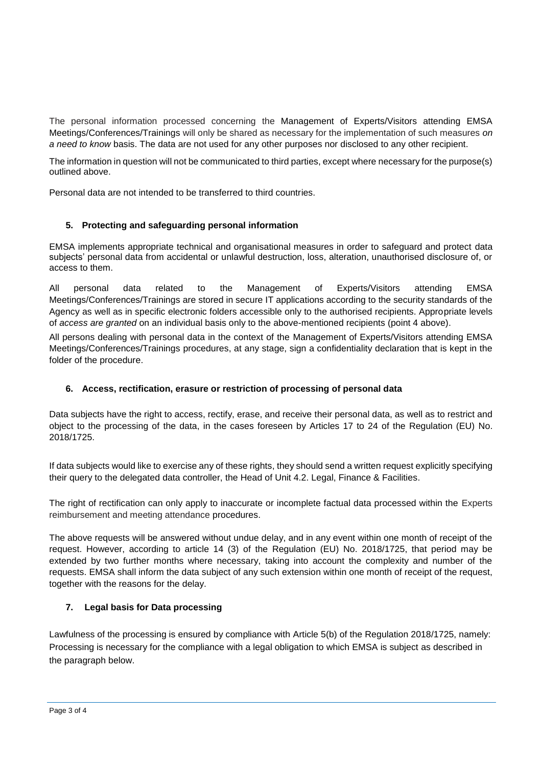The personal information processed concerning the Management of Experts/Visitors attending EMSA Meetings/Conferences/Trainings will only be shared as necessary for the implementation of such measures *on a need to know* basis. The data are not used for any other purposes nor disclosed to any other recipient.

The information in question will not be communicated to third parties, except where necessary for the purpose(s) outlined above.

Personal data are not intended to be transferred to third countries.

### 5. Protecting and safeguarding personal information

EMSA implements appropriate technical and organisational measures in order to safeguard and protect data subjects' personal data from accidental or unlawful destruction, loss, alteration, unauthorised disclosure of, or access to them.

All personal data related to the Management of Experts/Visitors attending EMSA Meetings/Conferences/Trainings are stored in secure IT applications according to the security standards of the Agency as well as in specific electronic folders accessible only to the authorised recipients. Appropriate levels of *access are granted* on an individual basis only to the above-mentioned recipients (point 4 above).

All persons dealing with personal data in the context of the Management of Experts/Visitors attending EMSA Meetings/Conferences/Trainings procedures, at any stage, sign a confidentiality declaration that is kept in the folder of the procedure.

### 6. Access, rectification, erasure or restriction of processing of personal data

Data subjects have the right to access, rectify, erase, and receive their personal data, as well as to restrict and object to the processing of the data, in the cases foreseen by Articles 17 to 24 of the Regulation (EU) No. 2018/1725.

If data subjects would like to exercise any of these rights, they should send a written request explicitly specifying their query to the delegated data controller, the Head of Unit 4.2. Legal, Finance & Facilities.

The right of rectification can only apply to inaccurate or incomplete factual data processed within the Experts reimbursement and meeting attendance procedures.

The above requests will be answered without undue delay, and in any event within one month of receipt of the request. However, according to article 14 (3) of the Regulation (EU) No. 2018/1725, that period may be extended by two further months where necessary, taking into account the complexity and number of the requests. EMSA shall inform the data subject of any such extension within one month of receipt of the request, together with the reasons for the delay.

### 7. Legal basis for Data processing

Lawfulness of the processing is ensured by compliance with Article 5(b) of the Regulation 2018/1725, namely: Processing is necessary for the compliance with a legal obligation to which EMSA is subject as described in the paragraph below.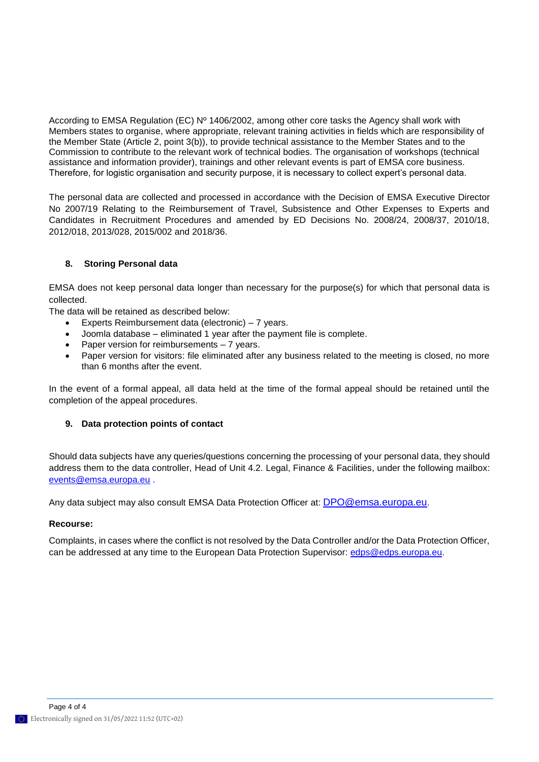According to EMSA Regulation (EC) Nº 1406/2002, among other core tasks the Agency shall work with Members states to organise, where appropriate, relevant training activities in fields which are responsibility of the Member State (Article 2, point 3(b)), to provide technical assistance to the Member States and to the Commission to contribute to the relevant work of technical bodies. The organisation of workshops (technical assistance and information provider), trainings and other relevant events is part of EMSA core business. Therefore, for logistic organisation and security purpose, it is necessary to collect expert's personal data.

The personal data are collected and processed in accordance with the Decision of EMSA Executive Director No 2007/19 Relating to the Reimbursement of Travel, Subsistence and Other Expenses to Experts and Candidates in Recruitment Procedures and amended by ED Decisions No. 2008/24, 2008/37, 2010/18, 2012/018, 2013/028, 2015/002 and 2018/36.

## 8. Storing Personal data

EMSA does not keep personal data longer than necessary for the purpose(s) for which that personal data is collected.

The data will be retained as described below:

- Experts Reimbursement data (electronic) – 7 years.
- Joomla database – eliminated 1 year after the payment file is complete.
- Paper version for reimbursements – 7 years.
- Paper version for visitors: file eliminated after any business related to the meeting is closed, no more than 6 months after the event.

In the event of a formal appeal, all data held at the time of the formal appeal should be retained until the completion of the appeal procedures.

## 9. Data protection points of contact

Should data subjects have any queries/questions concerning the processing of your personal data, they should address them to the data controller, Head of Unit 4.2. Legal, Finance & Facilities, under the following mailbox: events@emsa.europa.eu .

Any data subject may also consult EMSA Data Protection Officer at: DPO@emsa.europa.eu.

**Recourse:**

Complaints, in cases where the conflict is not resolved by the Data Controller and/or the Data Protection Officer, can be addressed at any time to the European Data Protection Supervisor: edps@edps.europa.eu.

Electronically signed on 31/05/2022 11:52 (UTC+02)